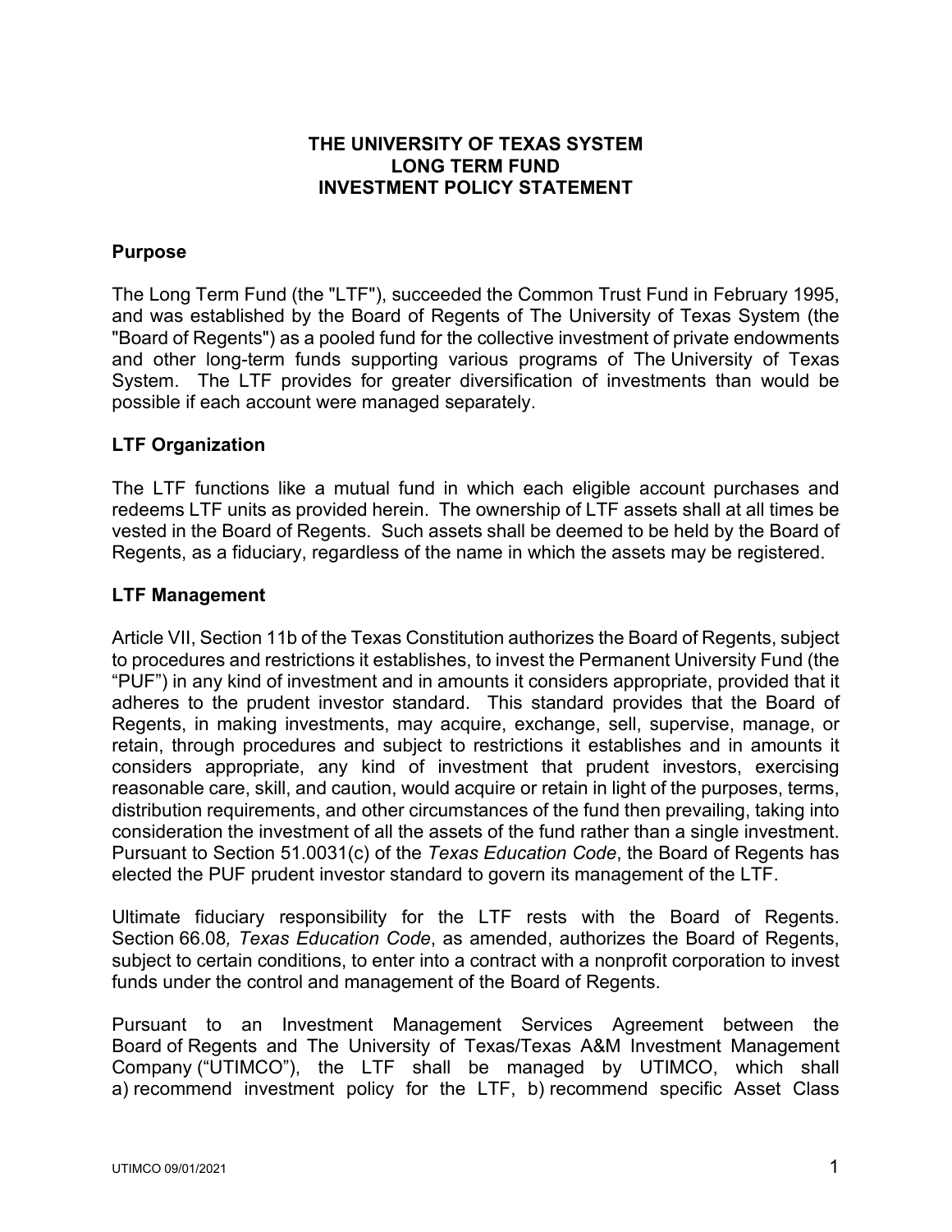# THE UNIVERSITY OF TEXAS SYSTEM
# LONG TERM FUND
# INVESTMENT POLICY STATEMENT

## Purpose

The Long Term Fund (the "LTF"), succeeded the Common Trust Fund in February 1995, and was established by the Board of Regents of The University of Texas System (the "Board of Regents") as a pooled fund for the collective investment of private endowments and other long-term funds supporting various programs of The University of Texas System. The LTF provides for greater diversification of investments than would be possible if each account were managed separately.

## LTF Organization

The LTF functions like a mutual fund in which each eligible account purchases and redeems LTF units as provided herein. The ownership of LTF assets shall at all times be vested in the Board of Regents. Such assets shall be deemed to be held by the Board of Regents, as a fiduciary, regardless of the name in which the assets may be registered.

## LTF Management

Article VII, Section 11b of the Texas Constitution authorizes the Board of Regents, subject to procedures and restrictions it establishes, to invest the Permanent University Fund (the "PUF") in any kind of investment and in amounts it considers appropriate, provided that it adheres to the prudent investor standard. This standard provides that the Board of Regents, in making investments, may acquire, exchange, sell, supervise, manage, or retain, through procedures and subject to restrictions it establishes and in amounts it considers appropriate, any kind of investment that prudent investors, exercising reasonable care, skill, and caution, would acquire or retain in light of the purposes, terms, distribution requirements, and other circumstances of the fund then prevailing, taking into consideration the investment of all the assets of the fund rather than a single investment. Pursuant to Section 51.0031(c) of the *Texas Education Code*, the Board of Regents has elected the PUF prudent investor standard to govern its management of the LTF.

Ultimate fiduciary responsibility for the LTF rests with the Board of Regents. Section 66.08*, Texas Education Code*, as amended, authorizes the Board of Regents, subject to certain conditions, to enter into a contract with a nonprofit corporation to invest funds under the control and management of the Board of Regents.

Pursuant to an Investment Management Services Agreement between the Board of Regents and The University of Texas/Texas A&M Investment Management Company ("UTIMCO"), the LTF shall be managed by UTIMCO, which shall a) recommend investment policy for the LTF, b) recommend specific Asset Class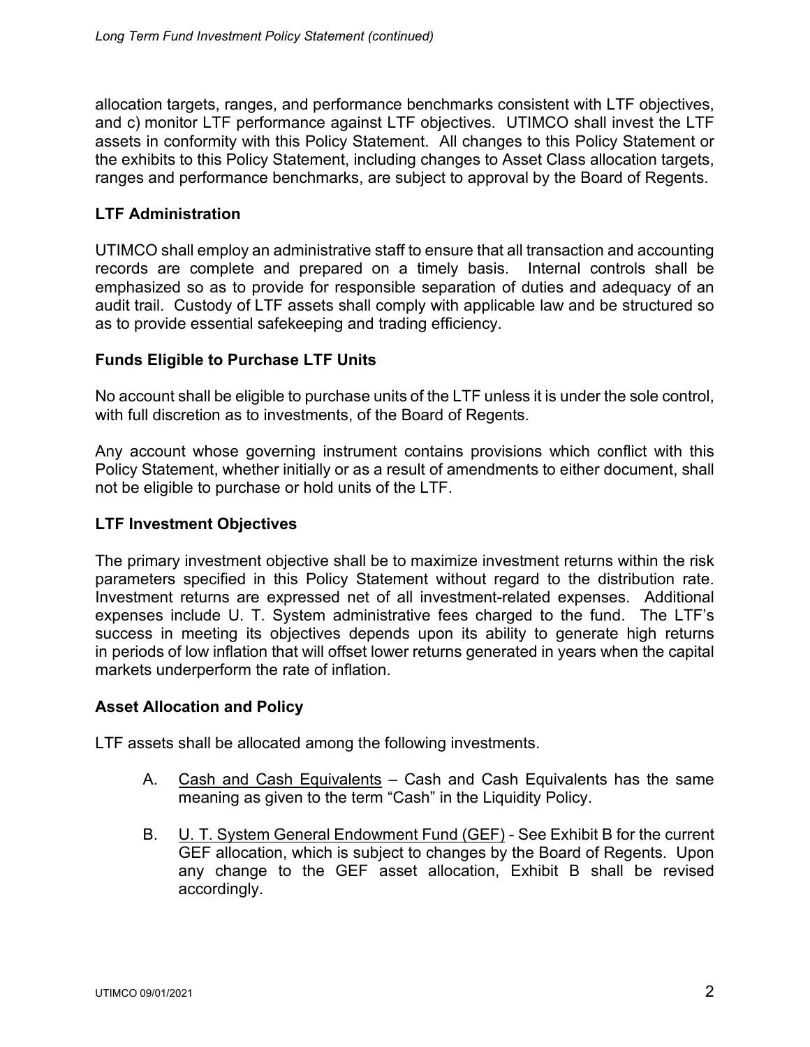allocation targets, ranges, and performance benchmarks consistent with LTF objectives, and c) monitor LTF performance against LTF objectives. UTIMCO shall invest the LTF assets in conformity with this Policy Statement. All changes to this Policy Statement or the exhibits to this Policy Statement, including changes to Asset Class allocation targets, ranges and performance benchmarks, are subject to approval by the Board of Regents.

## LTF Administration

UTIMCO shall employ an administrative staff to ensure that all transaction and accounting records are complete and prepared on a timely basis. Internal controls shall be emphasized so as to provide for responsible separation of duties and adequacy of an audit trail. Custody of LTF assets shall comply with applicable law and be structured so as to provide essential safekeeping and trading efficiency.

## Funds Eligible to Purchase LTF Units

No account shall be eligible to purchase units of the LTF unless it is under the sole control, with full discretion as to investments, of the Board of Regents.

Any account whose governing instrument contains provisions which conflict with this Policy Statement, whether initially or as a result of amendments to either document, shall not be eligible to purchase or hold units of the LTF.

## LTF Investment Objectives

The primary investment objective shall be to maximize investment returns within the risk parameters specified in this Policy Statement without regard to the distribution rate. Investment returns are expressed net of all investment-related expenses. Additional expenses include U. T. System administrative fees charged to the fund. The LTF's success in meeting its objectives depends upon its ability to generate high returns in periods of low inflation that will offset lower returns generated in years when the capital markets underperform the rate of inflation.

## Asset Allocation and Policy

LTF assets shall be allocated among the following investments.

A. <u>Cash and Cash Equivalents</u> – Cash and Cash Equivalents has the same meaning as given to the term "Cash" in the Liquidity Policy.

B. <u>U. T. System General Endowment Fund (GEF)</u> - See Exhibit B for the current GEF allocation, which is subject to changes by the Board of Regents. Upon any change to the GEF asset allocation, Exhibit B shall be revised accordingly.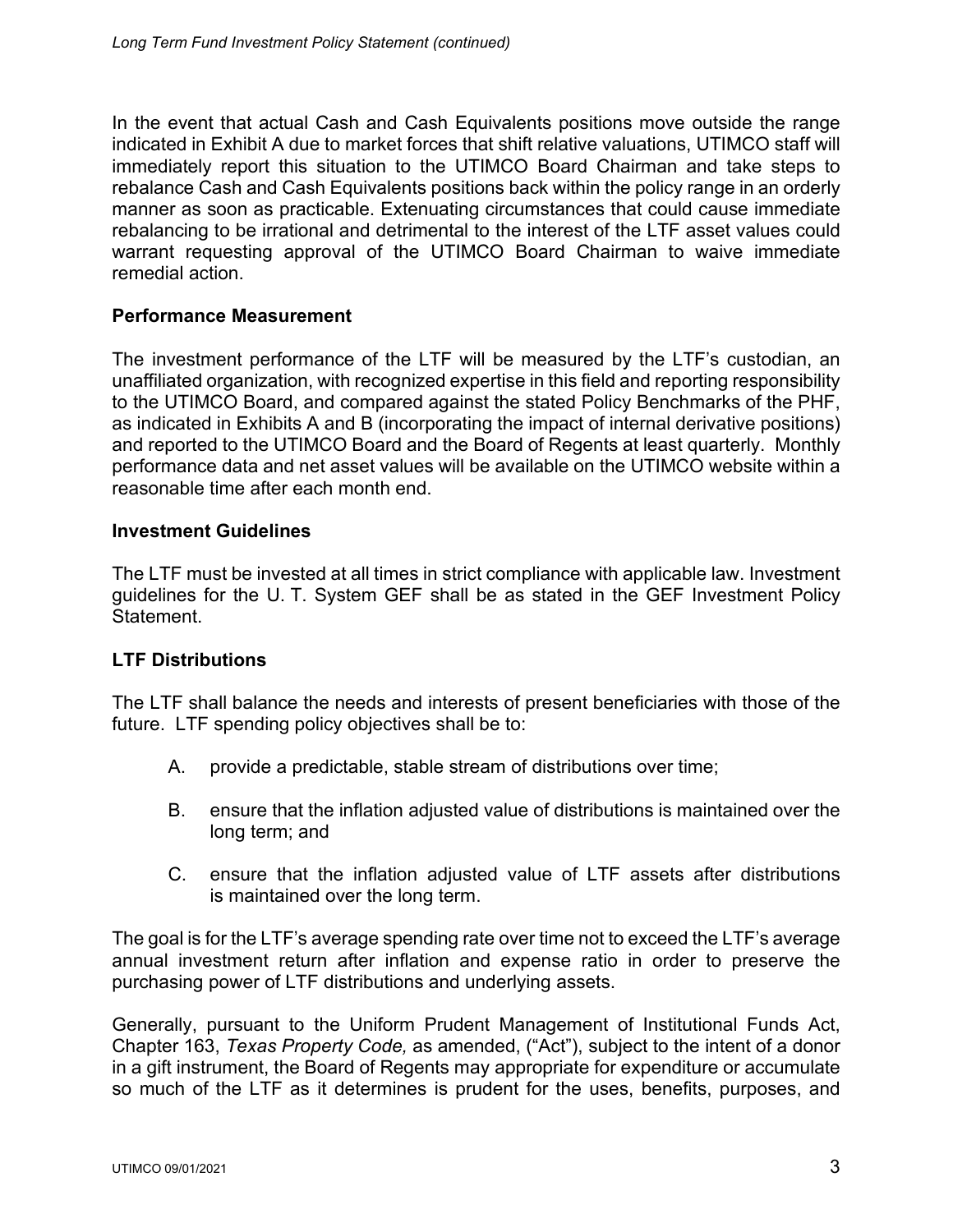In the event that actual Cash and Cash Equivalents positions move outside the range indicated in Exhibit A due to market forces that shift relative valuations, UTIMCO staff will immediately report this situation to the UTIMCO Board Chairman and take steps to rebalance Cash and Cash Equivalents positions back within the policy range in an orderly manner as soon as practicable. Extenuating circumstances that could cause immediate rebalancing to be irrational and detrimental to the interest of the LTF asset values could warrant requesting approval of the UTIMCO Board Chairman to waive immediate remedial action.

**Performance Measurement**

The investment performance of the LTF will be measured by the LTF's custodian, an unaffiliated organization, with recognized expertise in this field and reporting responsibility to the UTIMCO Board, and compared against the stated Policy Benchmarks of the PHF, as indicated in Exhibits A and B (incorporating the impact of internal derivative positions) and reported to the UTIMCO Board and the Board of Regents at least quarterly. Monthly performance data and net asset values will be available on the UTIMCO website within a reasonable time after each month end.

**Investment Guidelines**

The LTF must be invested at all times in strict compliance with applicable law. Investment guidelines for the U. T. System GEF shall be as stated in the GEF Investment Policy Statement.

**LTF Distributions**

The LTF shall balance the needs and interests of present beneficiaries with those of the future. LTF spending policy objectives shall be to:

A. provide a predictable, stable stream of distributions over time;

B. ensure that the inflation adjusted value of distributions is maintained over the long term; and

C. ensure that the inflation adjusted value of LTF assets after distributions is maintained over the long term.

The goal is for the LTF's average spending rate over time not to exceed the LTF's average annual investment return after inflation and expense ratio in order to preserve the purchasing power of LTF distributions and underlying assets.

Generally, pursuant to the Uniform Prudent Management of Institutional Funds Act, Chapter 163, *Texas Property Code,* as amended, ("Act"), subject to the intent of a donor in a gift instrument, the Board of Regents may appropriate for expenditure or accumulate so much of the LTF as it determines is prudent for the uses, benefits, purposes, and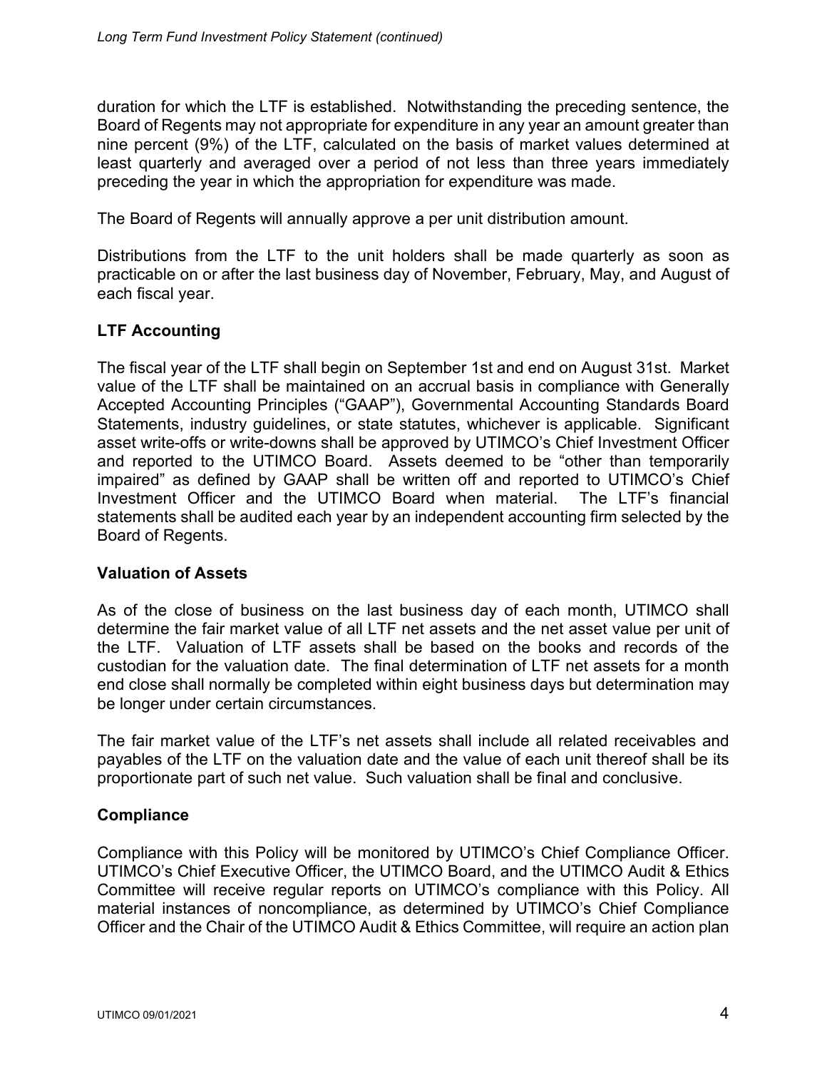duration for which the LTF is established. Notwithstanding the preceding sentence, the Board of Regents may not appropriate for expenditure in any year an amount greater than nine percent (9%) of the LTF, calculated on the basis of market values determined at least quarterly and averaged over a period of not less than three years immediately preceding the year in which the appropriation for expenditure was made.

The Board of Regents will annually approve a per unit distribution amount.

Distributions from the LTF to the unit holders shall be made quarterly as soon as practicable on or after the last business day of November, February, May, and August of each fiscal year.

## LTF Accounting

The fiscal year of the LTF shall begin on September 1st and end on August 31st. Market value of the LTF shall be maintained on an accrual basis in compliance with Generally Accepted Accounting Principles ("GAAP"), Governmental Accounting Standards Board Statements, industry guidelines, or state statutes, whichever is applicable. Significant asset write-offs or write-downs shall be approved by UTIMCO's Chief Investment Officer and reported to the UTIMCO Board. Assets deemed to be "other than temporarily impaired" as defined by GAAP shall be written off and reported to UTIMCO's Chief Investment Officer and the UTIMCO Board when material. The LTF's financial statements shall be audited each year by an independent accounting firm selected by the Board of Regents.

## Valuation of Assets

As of the close of business on the last business day of each month, UTIMCO shall determine the fair market value of all LTF net assets and the net asset value per unit of the LTF. Valuation of LTF assets shall be based on the books and records of the custodian for the valuation date. The final determination of LTF net assets for a month end close shall normally be completed within eight business days but determination may be longer under certain circumstances.

The fair market value of the LTF's net assets shall include all related receivables and payables of the LTF on the valuation date and the value of each unit thereof shall be its proportionate part of such net value. Such valuation shall be final and conclusive.

## Compliance

Compliance with this Policy will be monitored by UTIMCO's Chief Compliance Officer. UTIMCO's Chief Executive Officer, the UTIMCO Board, and the UTIMCO Audit & Ethics Committee will receive regular reports on UTIMCO's compliance with this Policy. All material instances of noncompliance, as determined by UTIMCO's Chief Compliance Officer and the Chair of the UTIMCO Audit & Ethics Committee, will require an action plan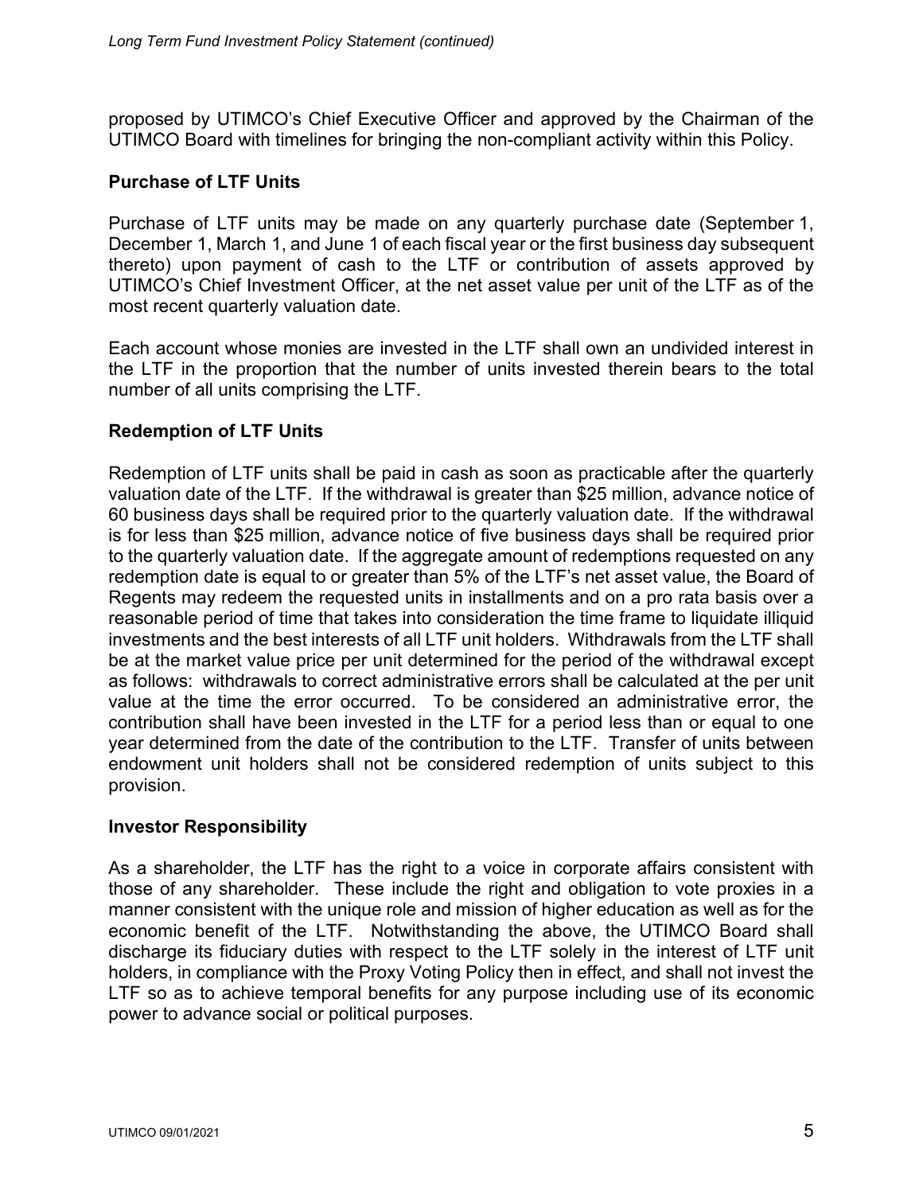proposed by UTIMCO's Chief Executive Officer and approved by the Chairman of the UTIMCO Board with timelines for bringing the non-compliant activity within this Policy.

## Purchase of LTF Units

Purchase of LTF units may be made on any quarterly purchase date (September 1, December 1, March 1, and June 1 of each fiscal year or the first business day subsequent thereto) upon payment of cash to the LTF or contribution of assets approved by UTIMCO's Chief Investment Officer, at the net asset value per unit of the LTF as of the most recent quarterly valuation date.

Each account whose monies are invested in the LTF shall own an undivided interest in the LTF in the proportion that the number of units invested therein bears to the total number of all units comprising the LTF.

## Redemption of LTF Units

Redemption of LTF units shall be paid in cash as soon as practicable after the quarterly valuation date of the LTF. If the withdrawal is greater than $25 million, advance notice of 60 business days shall be required prior to the quarterly valuation date. If the withdrawal is for less than $25 million, advance notice of five business days shall be required prior to the quarterly valuation date. If the aggregate amount of redemptions requested on any redemption date is equal to or greater than 5% of the LTF's net asset value, the Board of Regents may redeem the requested units in installments and on a pro rata basis over a reasonable period of time that takes into consideration the time frame to liquidate illiquid investments and the best interests of all LTF unit holders. Withdrawals from the LTF shall be at the market value price per unit determined for the period of the withdrawal except as follows: withdrawals to correct administrative errors shall be calculated at the per unit value at the time the error occurred. To be considered an administrative error, the contribution shall have been invested in the LTF for a period less than or equal to one year determined from the date of the contribution to the LTF. Transfer of units between endowment unit holders shall not be considered redemption of units subject to this provision.

## Investor Responsibility

As a shareholder, the LTF has the right to a voice in corporate affairs consistent with those of any shareholder. These include the right and obligation to vote proxies in a manner consistent with the unique role and mission of higher education as well as for the economic benefit of the LTF. Notwithstanding the above, the UTIMCO Board shall discharge its fiduciary duties with respect to the LTF solely in the interest of LTF unit holders, in compliance with the Proxy Voting Policy then in effect, and shall not invest the LTF so as to achieve temporal benefits for any purpose including use of its economic power to advance social or political purposes.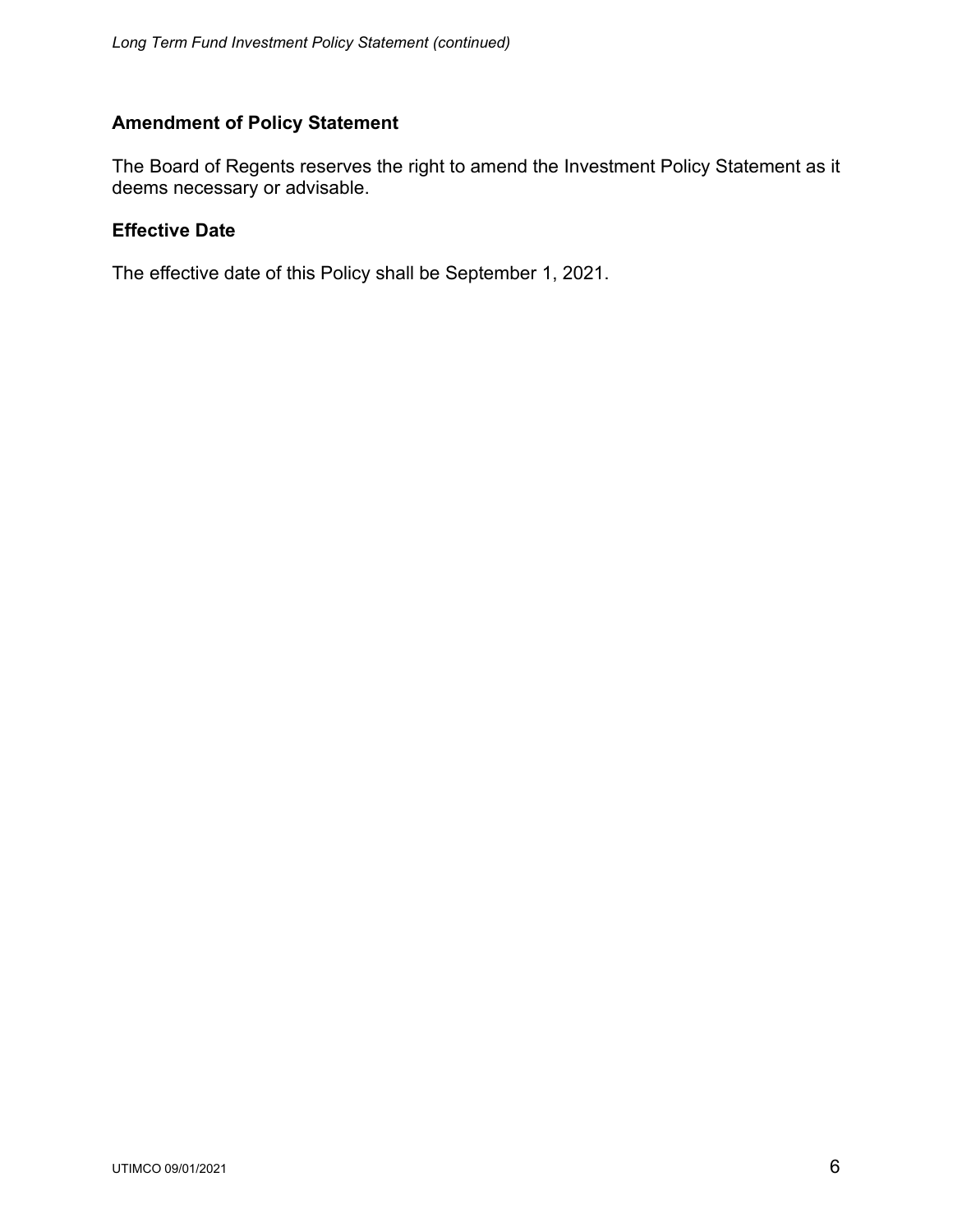## Amendment of Policy Statement

The Board of Regents reserves the right to amend the Investment Policy Statement as it deems necessary or advisable.

## Effective Date

The effective date of this Policy shall be September 1, 2021.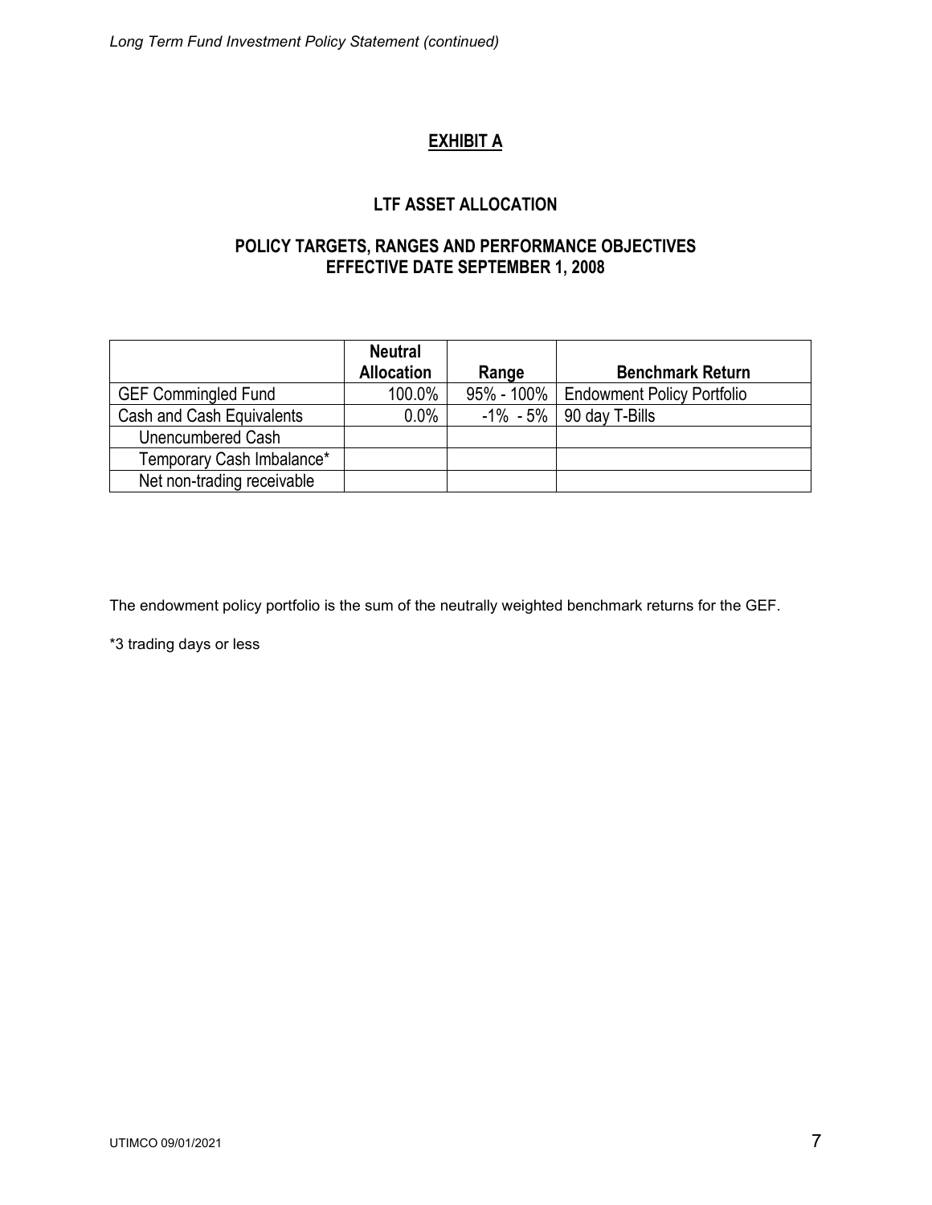# EXHIBIT A

## LTF ASSET ALLOCATION

### POLICY TARGETS, RANGES AND PERFORMANCE OBJECTIVES
### EFFECTIVE DATE SEPTEMBER 1, 2008

| | Neutral Allocation | Range | Benchmark Return |
|---|---|---|---|
| GEF Commingled Fund | 100.0% | 95% - 100% | Endowment Policy Portfolio |
| Cash and Cash Equivalents | 0.0% | -1% - 5% | 90 day T-Bills |
| Unencumbered Cash | | | |
| Temporary Cash Imbalance* | | | |
| Net non-trading receivable | | | |

The endowment policy portfolio is the sum of the neutrally weighted benchmark returns for the GEF.

*3 trading days or less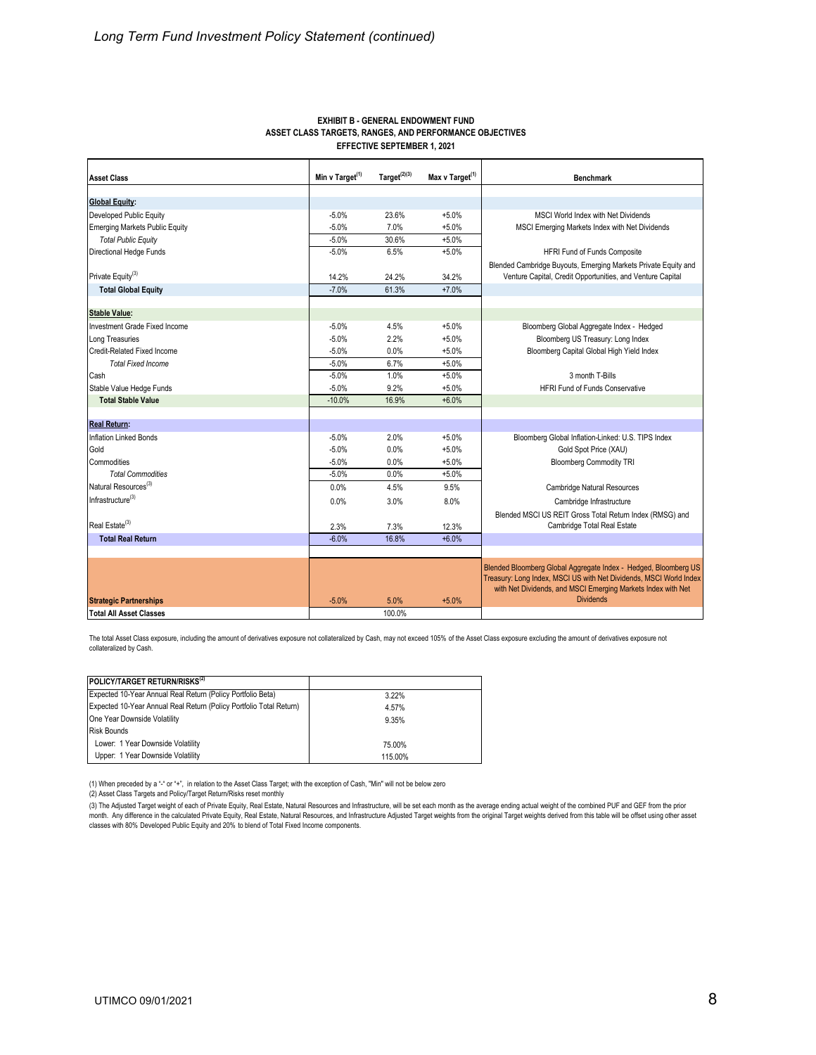## EXHIBIT B - GENERAL ENDOWMENT FUND
## ASSET CLASS TARGETS, RANGES, AND PERFORMANCE OBJECTIVES
## EFFECTIVE SEPTEMBER 1, 2021

| Asset Class | Min v Target[1] | Target[2][3] | Max v Target[1] | Benchmark |
|---|---|---|---|---|
| **Global Equity:** | | | | |
| Developed Public Equity | -5.0% | 23.6% | +5.0% | MSCI World Index with Net Dividends |
| Emerging Markets Public Equity | -5.0% | 7.0% | +5.0% | MSCI Emerging Markets Index with Net Dividends |
| *Total Public Equity* | -5.0% | 30.6% | +5.0% | |
| Directional Hedge Funds | -5.0% | 6.5% | +5.0% | HFRI Fund of Funds Composite |
| Private Equity[3] | 14.2% | 24.2% | 34.2% | Blended Cambridge Buyouts, Emerging Markets Private Equity and Venture Capital, Credit Opportunities, and Venture Capital |
| **Total Global Equity** | -7.0% | 61.3% | +7.0% | |
| **Stable Value:** | | | | |
| Investment Grade Fixed Income | -5.0% | 4.5% | +5.0% | Bloomberg Global Aggregate Index - Hedged |
| Long Treasuries | -5.0% | 2.2% | +5.0% | Bloomberg US Treasury: Long Index |
| Credit-Related Fixed Income | -5.0% | 0.0% | +5.0% | Bloomberg Capital Global High Yield Index |
| *Total Fixed Income* | -5.0% | 6.7% | +5.0% | |
| Cash | -5.0% | 1.0% | +5.0% | 3 month T-Bills |
| Stable Value Hedge Funds | -5.0% | 9.2% | +5.0% | HFRI Fund of Funds Conservative |
| **Total Stable Value** | -10.0% | 16.9% | +6.0% | |
| **Real Return:** | | | | |
| Inflation Linked Bonds | -5.0% | 2.0% | +5.0% | Bloomberg Global Inflation-Linked: U.S. TIPS Index |
| Gold | -5.0% | 0.0% | +5.0% | Gold Spot Price (XAU) |
| Commodities | -5.0% | 0.0% | +5.0% | Bloomberg Commodity TRI |
| *Total Commodities* | -5.0% | 0.0% | +5.0% | |
| Natural Resources[3] | 0.0% | 4.5% | 9.5% | Cambridge Natural Resources |
| Infrastructure[3] | 0.0% | 3.0% | 8.0% | Cambridge Infrastructure |
| Real Estate[3] | 2.3% | 7.3% | 12.3% | Blended MSCI US REIT Gross Total Return Index (RMSG) and Cambridge Total Real Estate |
| **Total Real Return** | -6.0% | 16.8% | +6.0% | |
| **Strategic Partnerships** | -5.0% | 5.0% | +5.0% | Blended Bloomberg Global Aggregate Index - Hedged, Bloomberg US Treasury: Long Index, MSCI US with Net Dividends, MSCI World Index with Net Dividends, and MSCI Emerging Markets Index with Net Dividends |
| **Total All Asset Classes** | | 100.0% | | |

The total Asset Class exposure, including the amount of derivatives exposure not collateralized by Cash, may not exceed 105% of the Asset Class exposure excluding the amount of derivatives exposure not collateralized by Cash.

| POLICY/TARGET RETURN/RISKS[2] | |
|---|---|
| Expected 10-Year Annual Real Return (Policy Portfolio Beta) | 3.22% |
| Expected 10-Year Annual Real Return (Policy Portfolio Total Return) | 4.57% |
| One Year Downside Volatility | 9.35% |
| Risk Bounds | |
| Lower: 1 Year Downside Volatility | 75.00% |
| Upper: 1 Year Downside Volatility | 115.00% |

(1) When preceded by a "-" or "+", in relation to the Asset Class Target; with the exception of Cash, "Min" will not be below zero

(2) Asset Class Targets and Policy/Target Return/Risks reset monthly

(3) The Adjusted Target weight of each of Private Equity, Real Estate, Natural Resources and Infrastructure, will be set each month as the average ending actual weight of the combined PUF and GEF from the prior month. Any difference in the calculated Private Equity, Real Estate, Natural Resources, and Infrastructure Adjusted Target weights from the original Target weights derived from this table will be offset using other asset classes with 80% Developed Public Equity and 20% to blend of Total Fixed Income components.